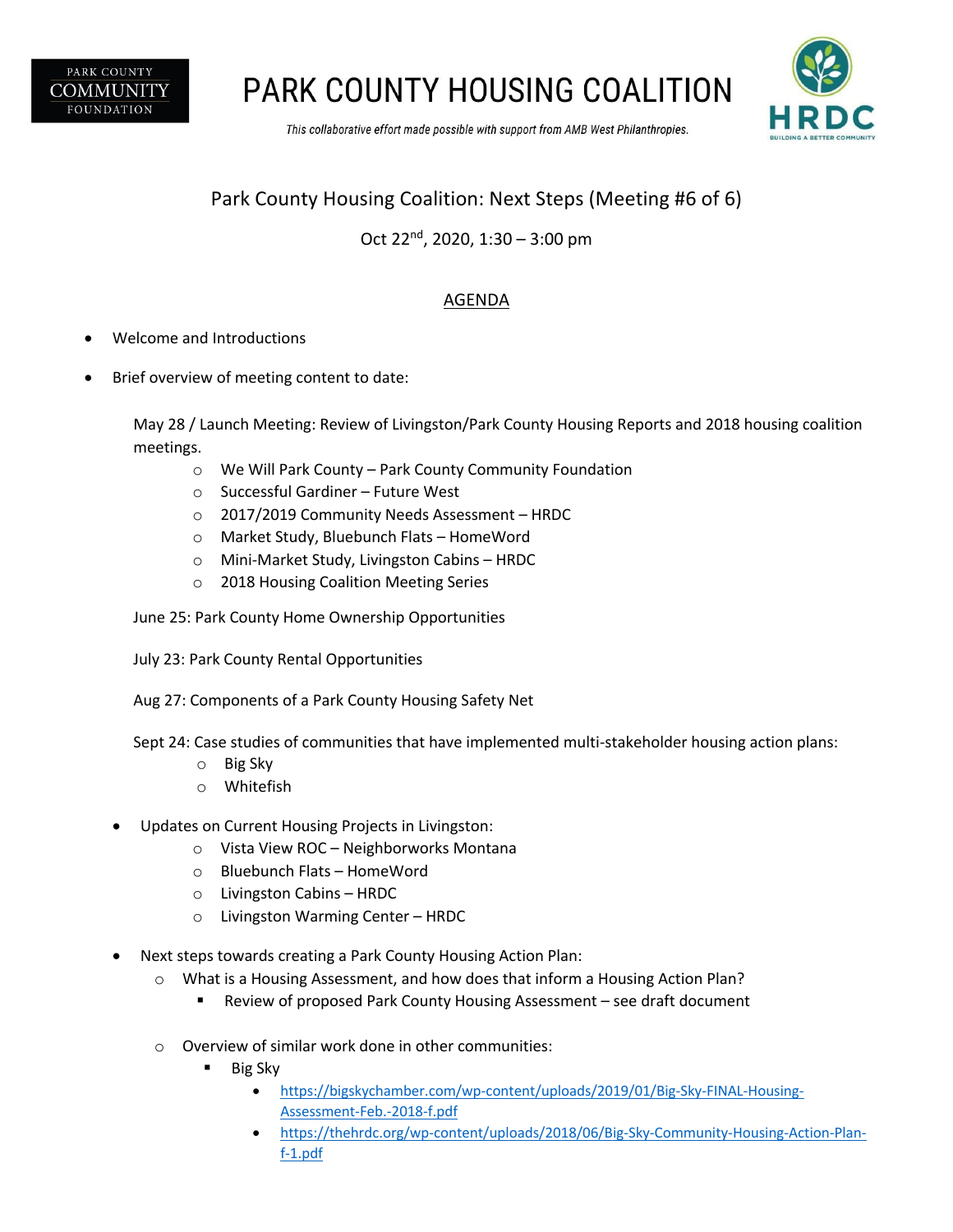PARK COUNTY COMMUNITY FOUNDATION

# PARK COUNTY HOUSING COALITION

*This collaborative effort made possible with support from AMB West Philanthropies.*

HRDC BUILDING A BETTER COMMUNITY

## Park County Housing Coalition: Next Steps (Meeting #6 of 6)

Oct 22nd, 2020, 1:30 – 3:00 pm

### AGENDA

- Welcome and Introductions
- Brief overview of meeting content to date:

  May 28 / Launch Meeting: Review of Livingston/Park County Housing Reports and 2018 housing coalition meetings.
  - We Will Park County – Park County Community Foundation
  - Successful Gardiner – Future West
  - 2017/2019 Community Needs Assessment – HRDC
  - Market Study, Bluebunch Flats – HomeWord
  - Mini-Market Study, Livingston Cabins – HRDC
  - 2018 Housing Coalition Meeting Series

  June 25: Park County Home Ownership Opportunities

  July 23: Park County Rental Opportunities

  Aug 27: Components of a Park County Housing Safety Net

  Sept 24: Case studies of communities that have implemented multi-stakeholder housing action plans:
  - Big Sky
  - Whitefish

- Updates on Current Housing Projects in Livingston:
  - Vista View ROC – Neighborworks Montana
  - Bluebunch Flats – HomeWord
  - Livingston Cabins – HRDC
  - Livingston Warming Center – HRDC

- Next steps towards creating a Park County Housing Action Plan:
  - What is a Housing Assessment, and how does that inform a Housing Action Plan?
    - Review of proposed Park County Housing Assessment – see draft document
  - Overview of similar work done in other communities:
    - Big Sky
      - https://bigskychamber.com/wp-content/uploads/2019/01/Big-Sky-FINAL-Housing-Assessment-Feb.-2018-f.pdf
      - https://thehrdc.org/wp-content/uploads/2018/06/Big-Sky-Community-Housing-Action-Plan-f-1.pdf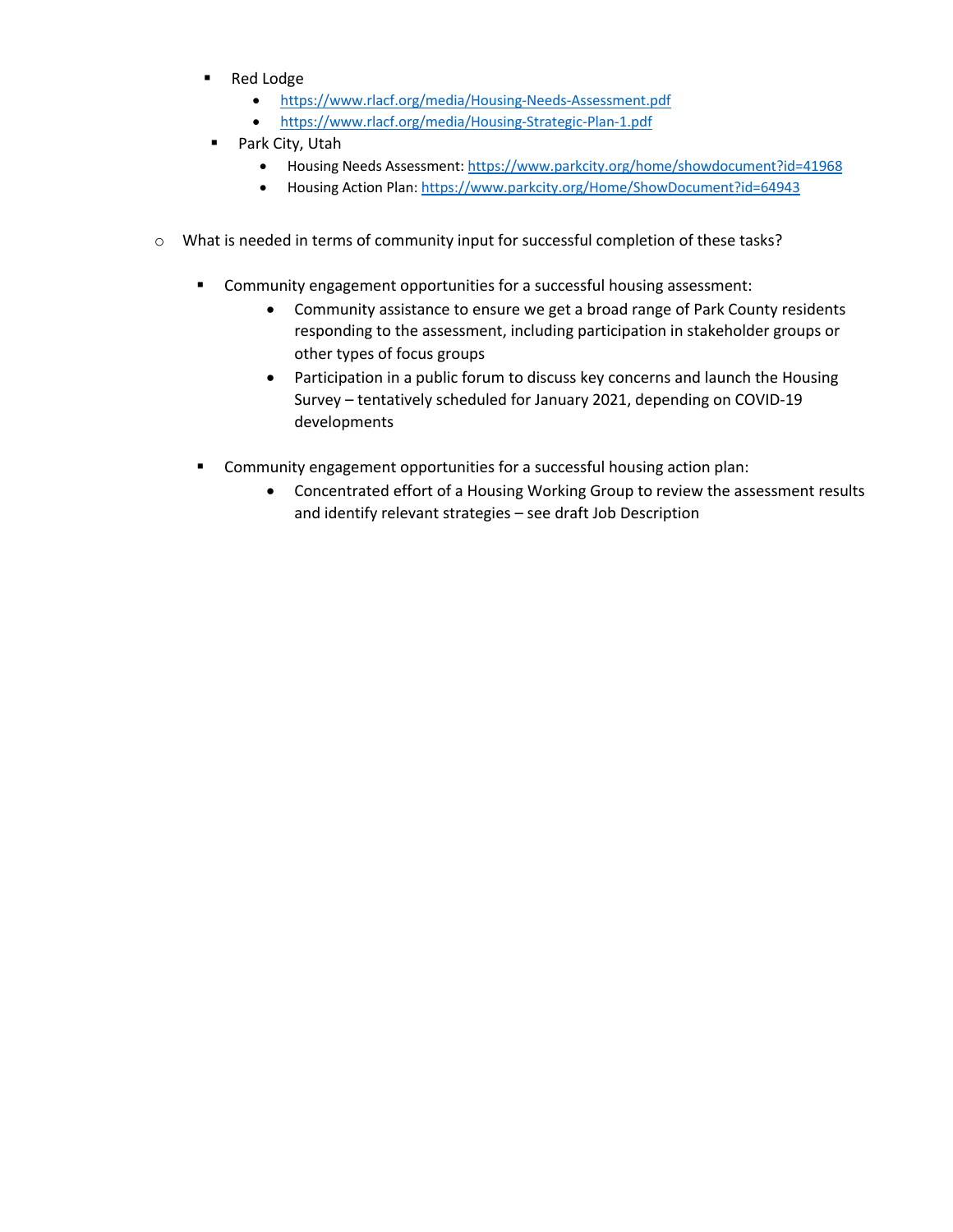- Red Lodge
      - https://www.rlacf.org/media/Housing-Needs-Assessment.pdf
      - https://www.rlacf.org/media/Housing-Strategic-Plan-1.pdf
    - Park City, Utah
      - Housing Needs Assessment: https://www.parkcity.org/home/showdocument?id=41968
      - Housing Action Plan: https://www.parkcity.org/Home/ShowDocument?id=64943

- What is needed in terms of community input for successful completion of these tasks?

    - Community engagement opportunities for a successful housing assessment:
      - Community assistance to ensure we get a broad range of Park County residents responding to the assessment, including participation in stakeholder groups or other types of focus groups
      - Participation in a public forum to discuss key concerns and launch the Housing Survey – tentatively scheduled for January 2021, depending on COVID-19 developments

    - Community engagement opportunities for a successful housing action plan:
      - Concentrated effort of a Housing Working Group to review the assessment results and identify relevant strategies – see draft Job Description